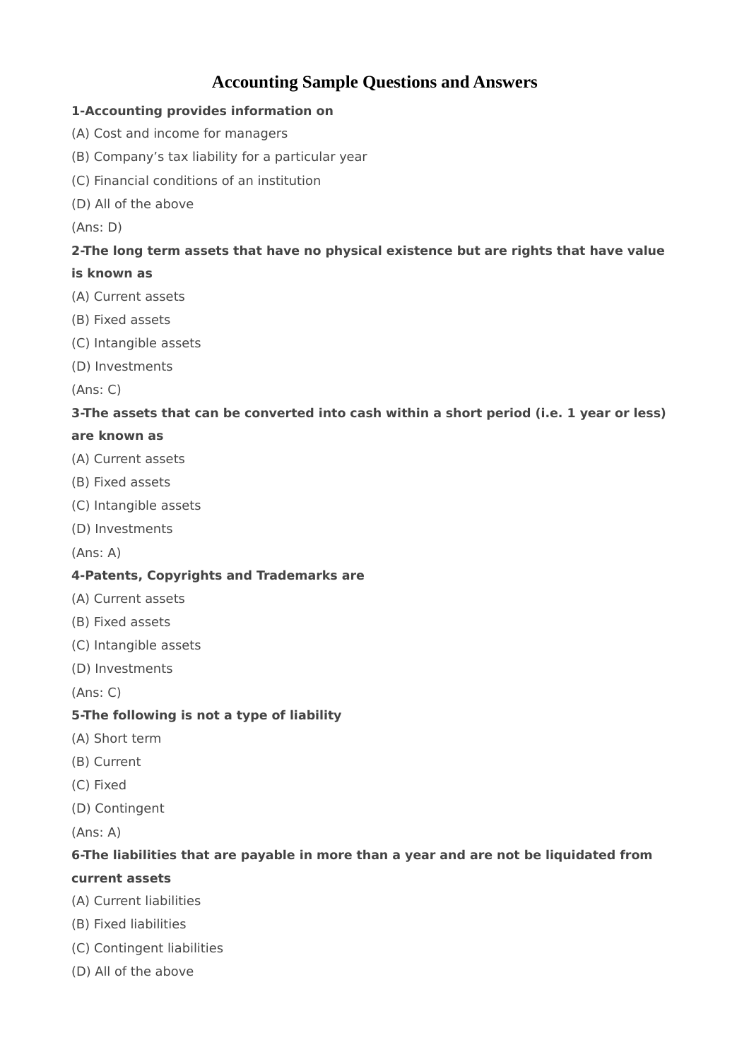# Accounting Sample Questions and Answers

**1-Accounting provides information on**

(A) Cost and income for managers

(B) Company's tax liability for a particular year

(C) Financial conditions of an institution

(D) All of the above

(Ans: D)

**2-The long term assets that have no physical existence but are rights that have value is known as**

(A) Current assets

(B) Fixed assets

(C) Intangible assets

(D) Investments

(Ans: C)

**3-The assets that can be converted into cash within a short period (i.e. 1 year or less) are known as**

(A) Current assets

(B) Fixed assets

(C) Intangible assets

(D) Investments

(Ans: A)

**4-Patents, Copyrights and Trademarks are**

(A) Current assets

(B) Fixed assets

(C) Intangible assets

(D) Investments

(Ans: C)

**5-The following is not a type of liability**

(A) Short term

(B) Current

(C) Fixed

(D) Contingent

(Ans: A)

**6-The liabilities that are payable in more than a year and are not be liquidated from current assets**

(A) Current liabilities

(B) Fixed liabilities

(C) Contingent liabilities

(D) All of the above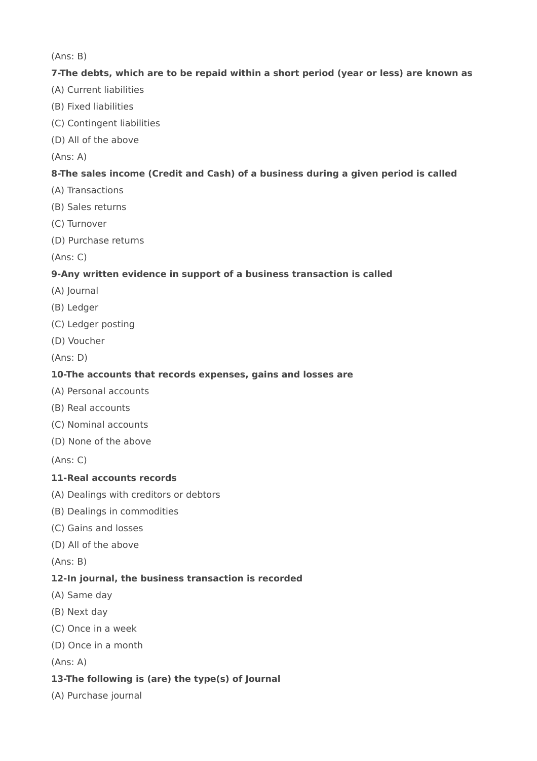(Ans: B)

**7-The debts, which are to be repaid within a short period (year or less) are known as**

(A) Current liabilities

(B) Fixed liabilities

(C) Contingent liabilities

(D) All of the above

(Ans: A)

**8-The sales income (Credit and Cash) of a business during a given period is called**

(A) Transactions

(B) Sales returns

(C) Turnover

(D) Purchase returns

(Ans: C)

**9-Any written evidence in support of a business transaction is called**

(A) Journal

(B) Ledger

(C) Ledger posting

(D) Voucher

(Ans: D)

**10-The accounts that records expenses, gains and losses are**

(A) Personal accounts

(B) Real accounts

(C) Nominal accounts

(D) None of the above

(Ans: C)

**11-Real accounts records**

(A) Dealings with creditors or debtors

(B) Dealings in commodities

(C) Gains and losses

(D) All of the above

(Ans: B)

**12-In journal, the business transaction is recorded**

(A) Same day

(B) Next day

(C) Once in a week

(D) Once in a month

(Ans: A)

**13-The following is (are) the type(s) of Journal**

(A) Purchase journal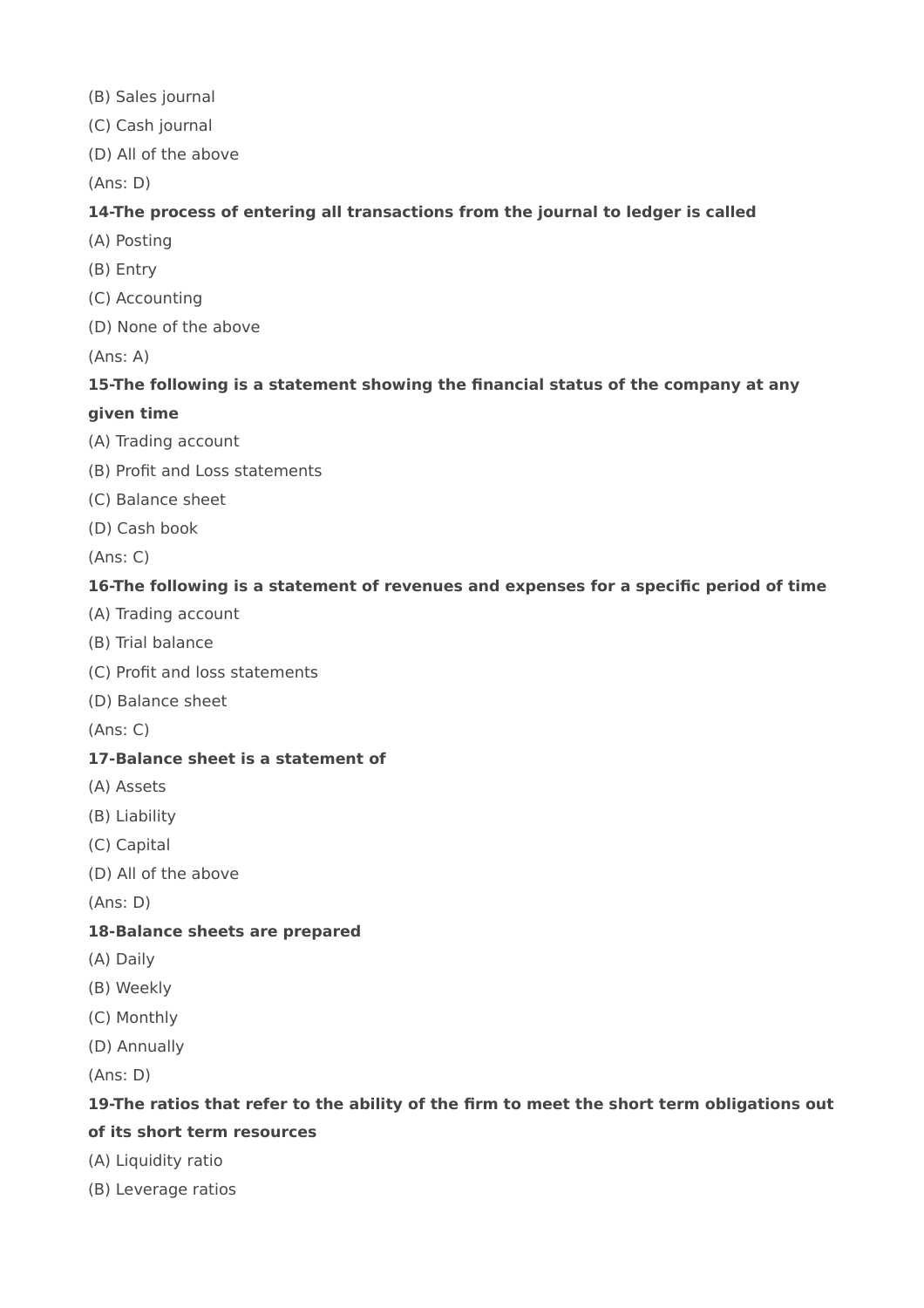(B) Sales journal

(C) Cash journal

(D) All of the above

(Ans: D)

**14-The process of entering all transactions from the journal to ledger is called**

(A) Posting

(B) Entry

(C) Accounting

(D) None of the above

(Ans: A)

**15-The following is a statement showing the financial status of the company at any given time**

(A) Trading account

(B) Profit and Loss statements

(C) Balance sheet

(D) Cash book

(Ans: C)

**16-The following is a statement of revenues and expenses for a specific period of time**

(A) Trading account

(B) Trial balance

(C) Profit and loss statements

(D) Balance sheet

(Ans: C)

**17-Balance sheet is a statement of**

(A) Assets

(B) Liability

(C) Capital

(D) All of the above

(Ans: D)

**18-Balance sheets are prepared**

(A) Daily

(B) Weekly

(C) Monthly

(D) Annually

(Ans: D)

**19-The ratios that refer to the ability of the firm to meet the short term obligations out of its short term resources**

(A) Liquidity ratio

(B) Leverage ratios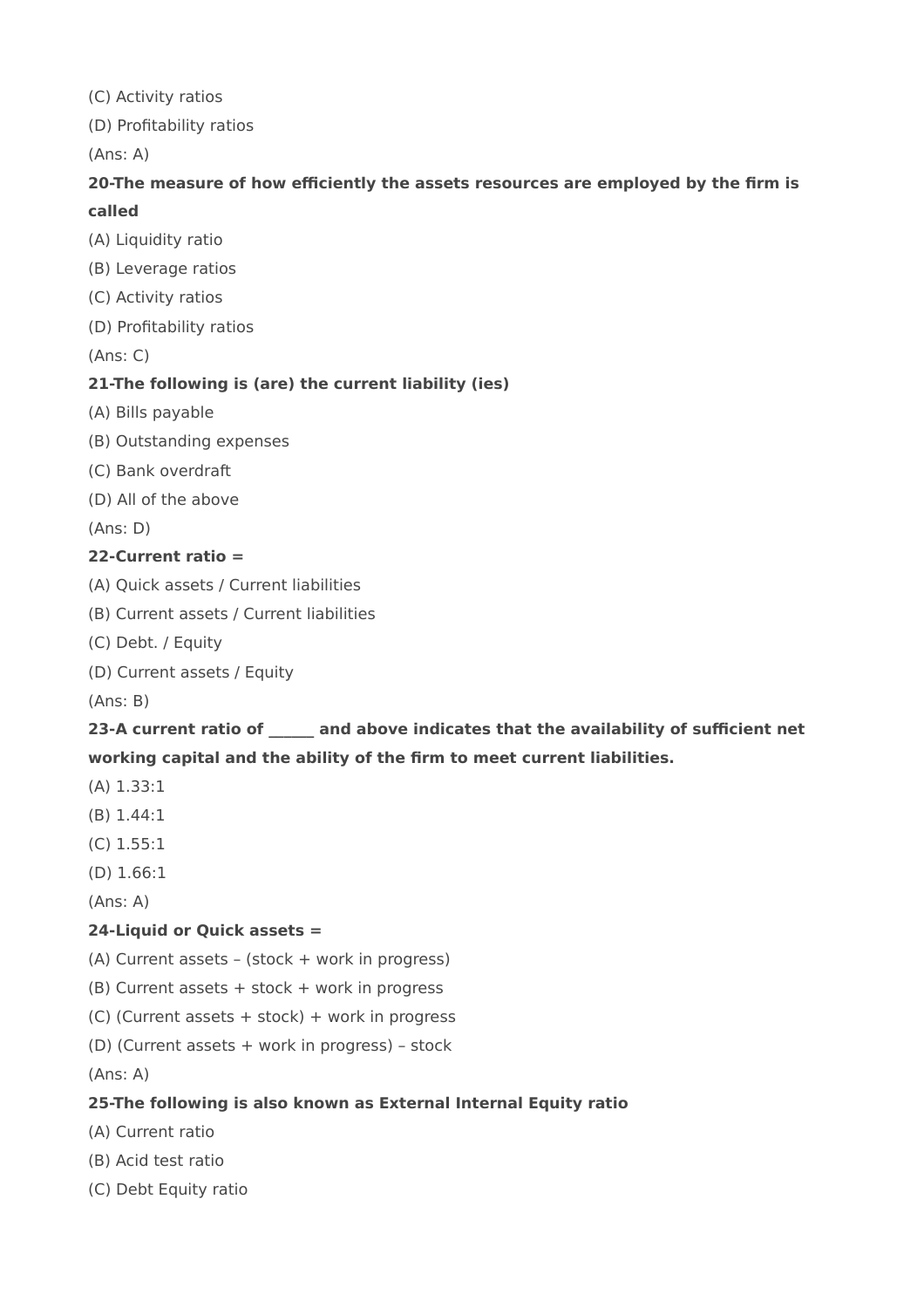(C) Activity ratios

(D) Profitability ratios

(Ans: A)

**20-The measure of how efficiently the assets resources are employed by the firm is called**

(A) Liquidity ratio

(B) Leverage ratios

(C) Activity ratios

(D) Profitability ratios

(Ans: C)

**21-The following is (are) the current liability (ies)**

(A) Bills payable

(B) Outstanding expenses

(C) Bank overdraft

(D) All of the above

(Ans: D)

**22-Current ratio =**

(A) Quick assets / Current liabilities

(B) Current assets / Current liabilities

(C) Debt. / Equity

(D) Current assets / Equity

(Ans: B)

**23-A current ratio of ______ and above indicates that the availability of sufficient net working capital and the ability of the firm to meet current liabilities.**

(A) 1.33:1

(B) 1.44:1

(C) 1.55:1

(D) 1.66:1

(Ans: A)

**24-Liquid or Quick assets =**

(A) Current assets – (stock + work in progress)

(B) Current assets + stock + work in progress

(C) (Current assets + stock) + work in progress

(D) (Current assets + work in progress) – stock

(Ans: A)

**25-The following is also known as External Internal Equity ratio**

(A) Current ratio

(B) Acid test ratio

(C) Debt Equity ratio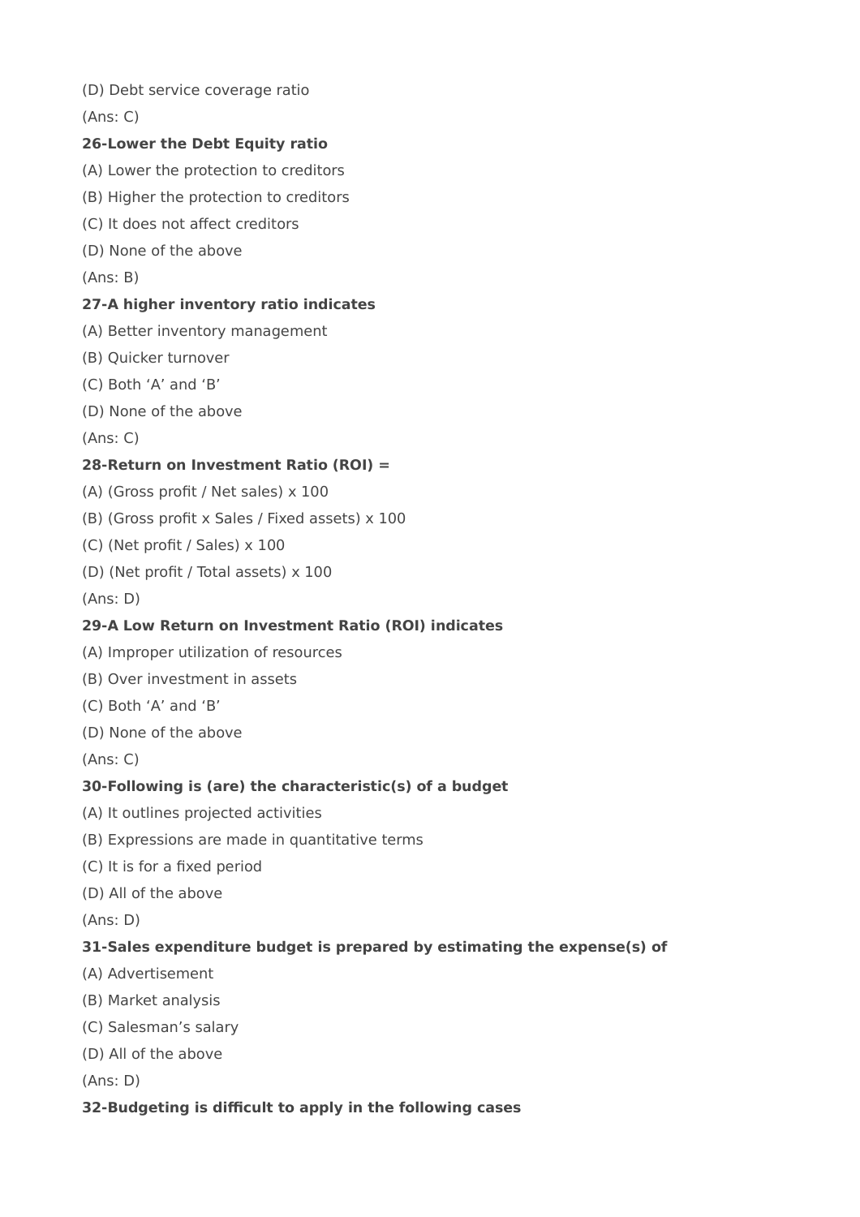(D) Debt service coverage ratio

(Ans: C)

**26-Lower the Debt Equity ratio**

(A) Lower the protection to creditors

(B) Higher the protection to creditors

(C) It does not affect creditors

(D) None of the above

(Ans: B)

**27-A higher inventory ratio indicates**

(A) Better inventory management

(B) Quicker turnover

(C) Both ‘A’ and ‘B’

(D) None of the above

(Ans: C)

**28-Return on Investment Ratio (ROI) =**

(A) (Gross profit / Net sales) x 100

(B) (Gross profit x Sales / Fixed assets) x 100

(C) (Net profit / Sales) x 100

(D) (Net profit / Total assets) x 100

(Ans: D)

**29-A Low Return on Investment Ratio (ROI) indicates**

(A) Improper utilization of resources

(B) Over investment in assets

(C) Both ‘A’ and ‘B’

(D) None of the above

(Ans: C)

**30-Following is (are) the characteristic(s) of a budget**

(A) It outlines projected activities

(B) Expressions are made in quantitative terms

(C) It is for a fixed period

(D) All of the above

(Ans: D)

**31-Sales expenditure budget is prepared by estimating the expense(s) of**

(A) Advertisement

(B) Market analysis

(C) Salesman’s salary

(D) All of the above

(Ans: D)

**32-Budgeting is difficult to apply in the following cases**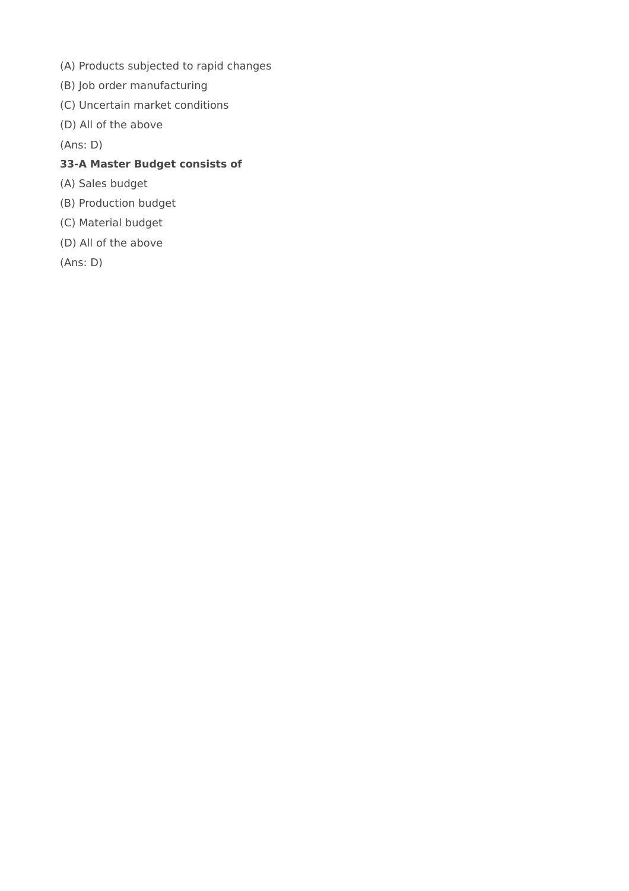(A) Products subjected to rapid changes

(B) Job order manufacturing

(C) Uncertain market conditions

(D) All of the above

(Ans: D)

**33-A Master Budget consists of**

(A) Sales budget

(B) Production budget

(C) Material budget

(D) All of the above

(Ans: D)